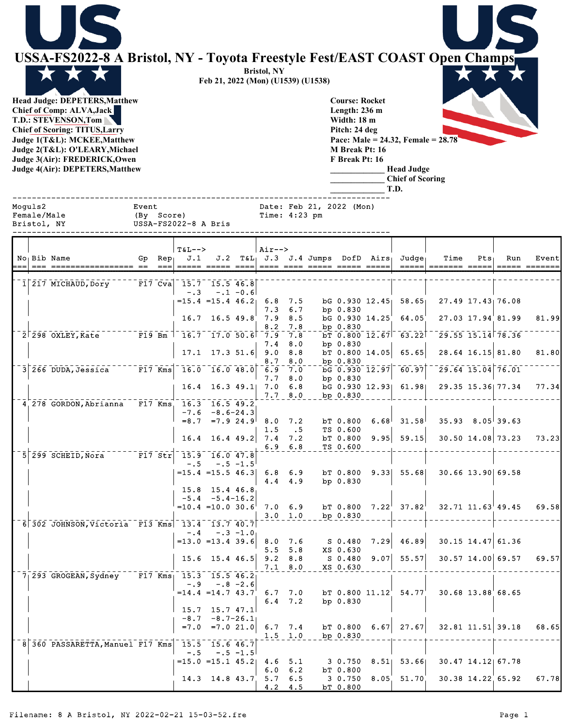# USSA-FS2022-8 A Bristol, NY - Toyota Freestyle Fest/EAST COAST Open Champs

**Bristol, NY**
**Feb 21, 2022 (Mon) (U1539) (U1538)**

**Head Judge: DEPETERS,Matthew**
**Chief of Comp: ALVA,Jack**
**T.D.: STEVENSON,Tom**
**Chief of Scoring: TITUS,Larry**
**Judge 1(T&L): MCKEE,Matthew**
**Judge 2(T&L): O'LEARY,Michael**
**Judge 3(Air): FREDERICK,Owen**
**Judge 4(Air): DEPETERS,Matthew**

**Course: Rocket**
**Length: 236 m**
**Width: 18 m**
**Pitch: 24 deg**
**Pace: Male = 24.32, Female = 28.78**
**M Break Pt: 16**
**F Break Pt: 16**
**_____________ Head Judge**
**_____________ Chief of Scoring**
**_____________ T.D.**

```
Moguls2            Event                   Date: Feb 21, 2022 (Mon)
Female/Male        (By  Score)             Time: 4:23 pm
Bristol, NY        USSA-FS2022-8 A Bris
```

| No | Bib | Name | Gp | Rep | T&L--> J.1 | J.2 | T&L | Air--> J.3 | J.4 | Jumps | DofD | Airs | Judge | Time | Pts | Run | Event |
|---|---|---|---|---|---|---|---|---|---|---|---|---|---|---|---|---|---|
| 1 | 217 | MICHAUD,Dory | F17 | Cva | 15.7 | 15.5 | 46.8 | | | | | | | | | | |
| | | | | | -.3 | -.1 | -0.6 | | | | | | | | | | |
| | | | | | =15.4 | =15.4 | 46.2 | 6.8 | 7.5 | bG | 0.930 | 12.45 | 58.65 | 27.49 | 17.43 | 76.08 | |
| | | | | | | | | 7.3 | 6.7 | bp | 0.830 | | | | | | |
| | | | | | 16.7 | 16.5 | 49.8 | 7.9 | 8.5 | bG | 0.930 | 14.25 | 64.05 | 27.03 | 17.94 | 81.99 | 81.99 |
| | | | | | | | | 8.2 | 7.8 | bp | 0.830 | | | | | | |
| 2 | 298 | OXLEY,Kate | F19 | Bm | 16.7 | 17.0 | 50.6 | 7.9 | 7.8 | bT | 0.800 | 12.67 | 63.22 | 29.55 | 15.14 | 78.36 | |
| | | | | | | | | 7.4 | 8.0 | bp | 0.830 | | | | | | |
| | | | | | 17.1 | 17.3 | 51.6 | 9.0 | 8.8 | bT | 0.800 | 14.05 | 65.65 | 28.64 | 16.15 | 81.80 | 81.80 |
| | | | | | | | | 8.7 | 8.0 | bp | 0.830 | | | | | | |
| 3 | 266 | DUDA,Jessica | F17 | Kms | 16.0 | 16.0 | 48.0 | 6.9 | 7.0 | bG | 0.930 | 12.97 | 60.97 | 29.64 | 15.04 | 76.01 | |
| | | | | | | | | 7.7 | 8.0 | bp | 0.830 | | | | | | |
| | | | | | 16.4 | 16.3 | 49.1 | 7.0 | 6.8 | bG | 0.930 | 12.93 | 61.98 | 29.35 | 15.36 | 77.34 | 77.34 |
| | | | | | | | | 7.7 | 8.0 | bp | 0.830 | | | | | | |
| 4 | 278 | GORDON,Abrianna | F17 | Kms | 16.3 | 16.5 | 49.2 | | | | | | | | | | |
| | | | | | -7.6 | -8.6 | -24.3 | | | | | | | | | | |
| | | | | | =8.7 | =7.9 | 24.9 | 8.0 | 7.2 | bT | 0.800 | 6.68 | 31.58 | 35.93 | 8.05 | 39.63 | |
| | | | | | | | | 1.5 | .5 | TS | 0.600 | | | | | | |
| | | | | | 16.4 | 16.4 | 49.2 | 7.4 | 7.2 | bT | 0.800 | 9.95 | 59.15 | 30.50 | 14.08 | 73.23 | 73.23 |
| | | | | | | | | 6.9 | 6.8 | TS | 0.600 | | | | | | |
| 5 | 299 | SCHEID,Nora | F17 | Str | 15.9 | 16.0 | 47.8 | | | | | | | | | | |
| | | | | | -.5 | -.5 | -1.5 | | | | | | | | | | |
| | | | | | =15.4 | =15.5 | 46.3 | 6.8 | 6.9 | bT | 0.800 | 9.33 | 55.68 | 30.66 | 13.90 | 69.58 | |
| | | | | | | | | 4.4 | 4.9 | bp | 0.830 | | | | | | |
| | | | | | 15.8 | 15.4 | 46.8 | | | | | | | | | | |
| | | | | | -5.4 | -5.4 | -16.2 | | | | | | | | | | |
| | | | | | =10.4 | =10.0 | 30.6 | 7.0 | 6.9 | bT | 0.800 | 7.22 | 37.82 | 32.71 | 11.63 | 49.45 | 69.58 |
| | | | | | | | | 3.0 | 1.0 | bp | 0.830 | | | | | | |
| 6 | 302 | JOHNSON,Victoria | F13 | Kms | 13.4 | 13.7 | 40.7 | | | | | | | | | | |
| | | | | | -.4 | -.3 | -1.0 | | | | | | | | | | |
| | | | | | =13.0 | =13.4 | 39.6 | 8.0 | 7.6 | S | 0.480 | 7.29 | 46.89 | 30.15 | 14.47 | 61.36 | |
| | | | | | | | | 5.5 | 5.8 | XS | 0.630 | | | | | | |
| | | | | | 15.6 | 15.4 | 46.5 | 9.2 | 8.8 | S | 0.480 | 9.07 | 55.57 | 30.57 | 14.00 | 69.57 | 69.57 |
| | | | | | | | | 7.1 | 8.0 | XS | 0.630 | | | | | | |
| 7 | 293 | GROGEAN,Sydney | F17 | Kms | 15.3 | 15.5 | 46.2 | | | | | | | | | | |
| | | | | | -.9 | -.8 | -2.6 | | | | | | | | | | |
| | | | | | =14.4 | =14.7 | 43.7 | 6.7 | 7.0 | bT | 0.800 | 11.12 | 54.77 | 30.68 | 13.88 | 68.65 | |
| | | | | | | | | 6.4 | 7.2 | bp | 0.830 | | | | | | |
| | | | | | 15.7 | 15.7 | 47.1 | | | | | | | | | | |
| | | | | | -8.7 | -8.7 | -26.1 | | | | | | | | | | |
| | | | | | =7.0 | =7.0 | 21.0 | 6.7 | 7.4 | bT | 0.800 | 6.67 | 27.67 | 32.81 | 11.51 | 39.18 | 68.65 |
| | | | | | | | | 1.5 | 1.0 | bp | 0.830 | | | | | | |
| 8 | 360 | PASSARETTA,Manuel | F17 | Kms | 15.5 | 15.6 | 46.7 | | | | | | | | | | |
| | | | | | -.5 | -.5 | -1.5 | | | | | | | | | | |
| | | | | | =15.0 | =15.1 | 45.2 | 4.6 | 5.1 | 3 | 0.750 | 8.51 | 53.66 | 30.47 | 14.12 | 67.78 | |
| | | | | | | | | 6.0 | 6.2 | bT | 0.800 | | | | | | |
| | | | | | 14.3 | 14.8 | 43.7 | 5.7 | 6.5 | 3 | 0.750 | 8.05 | 51.70 | 30.38 | 14.22 | 65.92 | 67.78 |
| | | | | | | | | 4.2 | 4.5 | bT | 0.800 | | | | | | |

Filename: 8 A Bristol, NY 2022-02-21 15-03-52.fre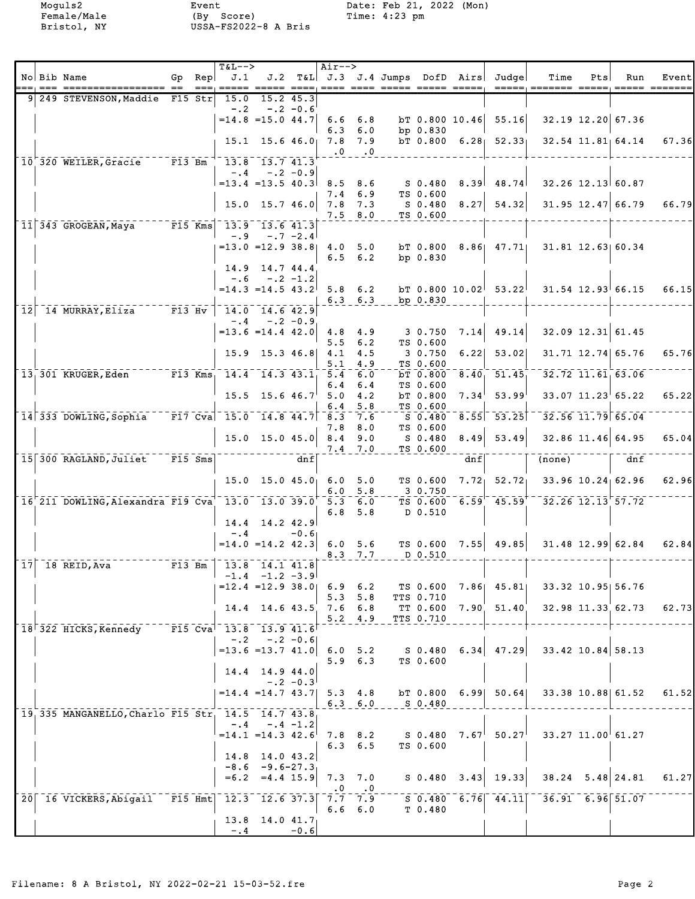Moguls2
Female/Male
Bristol, NY

Event
(By Score)
USSA-FS2022-8 A Bris

Date: Feb 21, 2022 (Mon)
Time: 4:23 pm

| No | Bib | Name | Gp | Rep | T&L--> J.1 | J.2 | T&L | Air--> J.3 | J.4 | Jumps | DofD | Airs | Judge | Time | Pts | Run | Event |
|---|---|---|---|---|---|---|---|---|---|---|---|---|---|---|---|---|---|
| 9 | 249 | STEVENSON,Maddie | F15 | Str | 15.0 | 15.2 | 45.3 | | | | | | | | | | |
| | | | | | -.2 | -.2 | -0.6 | | | | | | | | | | |
| | | | | | =14.8 | =15.0 | 44.7 | 6.6 | 6.8 | bT | 0.800 | 10.46 | 55.16 | 32.19 | 12.20 | 67.36 | |
| | | | | | | | | 6.3 | 6.0 | bp | 0.830 | | | | | | |
| | | | | | 15.1 | 15.6 | 46.0 | 7.8 | 7.9 | bT | 0.800 | 6.28 | 52.33 | 32.54 | 11.81 | 64.14 | 67.36 |
| | | | | | | | | .0 | .0 | | | | | | | | |
| 10 | 320 | WEILER,Gracie | F13 | Bm | 13.8 | 13.7 | 41.3 | | | | | | | | | | |
| | | | | | -.4 | -.2 | -0.9 | | | | | | | | | | |
| | | | | | =13.4 | =13.5 | 40.3 | 8.5 | 8.6 | S | 0.480 | 8.39 | 48.74 | 32.26 | 12.13 | 60.87 | |
| | | | | | | | | 7.4 | 6.9 | TS | 0.600 | | | | | | |
| | | | | | 15.0 | 15.7 | 46.0 | 7.8 | 7.3 | S | 0.480 | 8.27 | 54.32 | 31.95 | 12.47 | 66.79 | 66.79 |
| | | | | | | | | 7.5 | 8.0 | TS | 0.600 | | | | | | |
| 11 | 343 | GROGEAN,Maya | F15 | Kms | 13.9 | 13.6 | 41.3 | | | | | | | | | | |
| | | | | | -.9 | -.7 | -2.4 | | | | | | | | | | |
| | | | | | =13.0 | =12.9 | 38.8 | 4.0 | 5.0 | bT | 0.800 | 8.86 | 47.71 | 31.81 | 12.63 | 60.34 | |
| | | | | | | | | 6.5 | 6.2 | bp | 0.830 | | | | | | |
| | | | | | 14.9 | 14.7 | 44.4 | | | | | | | | | | |
| | | | | | -.6 | -.2 | -1.2 | | | | | | | | | | |
| | | | | | =14.3 | =14.5 | 43.2 | 5.8 | 6.2 | bT | 0.800 | 10.02 | 53.22 | 31.54 | 12.93 | 66.15 | 66.15 |
| | | | | | | | | 6.3 | 6.3 | bp | 0.830 | | | | | | |
| 12 | 14 | MURRAY,Eliza | F13 | Hv | 14.0 | 14.6 | 42.9 | | | | | | | | | | |
| | | | | | -.4 | -.2 | -0.9 | | | | | | | | | | |
| | | | | | =13.6 | =14.4 | 42.0 | 4.8 | 4.9 | 3 | 0.750 | 7.14 | 49.14 | 32.09 | 12.31 | 61.45 | |
| | | | | | | | | 5.5 | 6.2 | TS | 0.600 | | | | | | |
| | | | | | 15.9 | 15.3 | 46.8 | 4.1 | 4.5 | 3 | 0.750 | 6.22 | 53.02 | 31.71 | 12.74 | 65.76 | 65.76 |
| | | | | | | | | 5.1 | 4.9 | TS | 0.600 | | | | | | |
| 13 | 301 | KRUGER,Eden | F13 | Kms | 14.4 | 14.3 | 43.1 | 5.4 | 6.0 | bT | 0.800 | 8.40 | 51.45 | 32.72 | 11.61 | 63.06 | |
| | | | | | | | | 6.4 | 6.4 | TS | 0.600 | | | | | | |
| | | | | | 15.5 | 15.6 | 46.7 | 5.0 | 4.2 | bT | 0.800 | 7.34 | 53.99 | 33.07 | 11.23 | 65.22 | 65.22 |
| | | | | | | | | 6.4 | 5.8 | TS | 0.600 | | | | | | |
| 14 | 333 | DOWLING,Sophia | F17 | Cva | 15.0 | 14.8 | 44.7 | 8.3 | 7.6 | S | 0.480 | 8.55 | 53.25 | 32.56 | 11.79 | 65.04 | |
| | | | | | | | | 7.8 | 8.0 | TS | 0.600 | | | | | | |
| | | | | | 15.0 | 15.0 | 45.0 | 8.4 | 9.0 | S | 0.480 | 8.49 | 53.49 | 32.86 | 11.46 | 64.95 | 65.04 |
| | | | | | | | | 7.4 | 7.0 | TS | 0.600 | | | | | | |
| 15 | 300 | RAGLAND,Juliet | F15 | Sms | | | dnf | | | | | dnf | | (none) | | dnf | |
| | | | | | 15.0 | 15.0 | 45.0 | 6.0 | 5.0 | TS | 0.600 | 7.72 | 52.72 | 33.96 | 10.24 | 62.96 | 62.96 |
| | | | | | | | | 6.0 | 5.8 | 3 | 0.750 | | | | | | |
| 16 | 211 | DOWLING,Alexandra | F19 | Cva | 13.0 | 13.0 | 39.0 | 5.3 | 6.0 | TS | 0.600 | 6.59 | 45.59 | 32.26 | 12.13 | 57.72 | |
| | | | | | | | | 6.8 | 5.8 | D | 0.510 | | | | | | |
| | | | | | 14.4 | 14.2 | 42.9 | | | | | | | | | | |
| | | | | | -.4 | | -0.6 | | | | | | | | | | |
| | | | | | =14.0 | =14.2 | 42.3 | 6.0 | 5.6 | TS | 0.600 | 7.55 | 49.85 | 31.48 | 12.99 | 62.84 | 62.84 |
| | | | | | | | | 8.3 | 7.7 | D | 0.510 | | | | | | |
| 17 | 18 | REID,Ava | F13 | Bm | 13.8 | 14.1 | 41.8 | | | | | | | | | | |
| | | | | | -1.4 | -1.2 | -3.9 | | | | | | | | | | |
| | | | | | =12.4 | =12.9 | 38.0 | 6.9 | 6.2 | TS | 0.600 | 7.86 | 45.81 | 33.32 | 10.95 | 56.76 | |
| | | | | | | | | 5.3 | 5.8 | TTS | 0.710 | | | | | | |
| | | | | | 14.4 | 14.6 | 43.5 | 7.6 | 6.8 | TT | 0.600 | 7.90 | 51.40 | 32.98 | 11.33 | 62.73 | 62.73 |
| | | | | | | | | 5.2 | 4.9 | TTS | 0.710 | | | | | | |
| 18 | 322 | HICKS,Kennedy | F15 | Cva | 13.8 | 13.9 | 41.6 | | | | | | | | | | |
| | | | | | -.2 | -.2 | -0.6 | | | | | | | | | | |
| | | | | | =13.6 | =13.7 | 41.0 | 6.0 | 5.2 | S | 0.480 | 6.34 | 47.29 | 33.42 | 10.84 | 58.13 | |
| | | | | | | | | 5.9 | 6.3 | TS | 0.600 | | | | | | |
| | | | | | 14.4 | 14.9 | 44.0 | | | | | | | | | | |
| | | | | | | -.2 | -0.3 | | | | | | | | | | |
| | | | | | =14.4 | =14.7 | 43.7 | 5.3 | 4.8 | bT | 0.800 | 6.99 | 50.64 | 33.38 | 10.88 | 61.52 | 61.52 |
| | | | | | | | | 6.3 | 6.0 | S | 0.480 | | | | | | |
| 19 | 335 | MANGANELLO,Charlo | F15 | Str | 14.5 | 14.7 | 43.8 | | | | | | | | | | |
| | | | | | -.4 | -.4 | -1.2 | | | | | | | | | | |
| | | | | | =14.1 | =14.3 | 42.6 | 7.8 | 8.2 | S | 0.480 | 7.67 | 50.27 | 33.27 | 11.00 | 61.27 | |
| | | | | | | | | 6.3 | 6.5 | TS | 0.600 | | | | | | |
| | | | | | 14.8 | 14.0 | 43.2 | | | | | | | | | | |
| | | | | | -8.6 | -9.6 | -27.3 | | | | | | | | | | |
| | | | | | =6.2 | =4.4 | 15.9 | 7.3 | 7.0 | S | 0.480 | 3.43 | 19.33 | 38.24 | 5.48 | 24.81 | 61.27 |
| | | | | | | | | .0 | .0 | | | | | | | | |
| 20 | 16 | VICKERS,Abigail | F15 | Hmt | 12.3 | 12.6 | 37.3 | 7.7 | 7.9 | S | 0.480 | 6.76 | 44.11 | 36.91 | 6.96 | 51.07 | |
| | | | | | | | | 6.6 | 6.0 | T | 0.480 | | | | | | |
| | | | | | 13.8 | 14.0 | 41.7 | | | | | | | | | | |
| | | | | | -.4 | | -0.6 | | | | | | | | | | |

Filename: 8 A Bristol, NY 2022-02-21 15-03-52.fre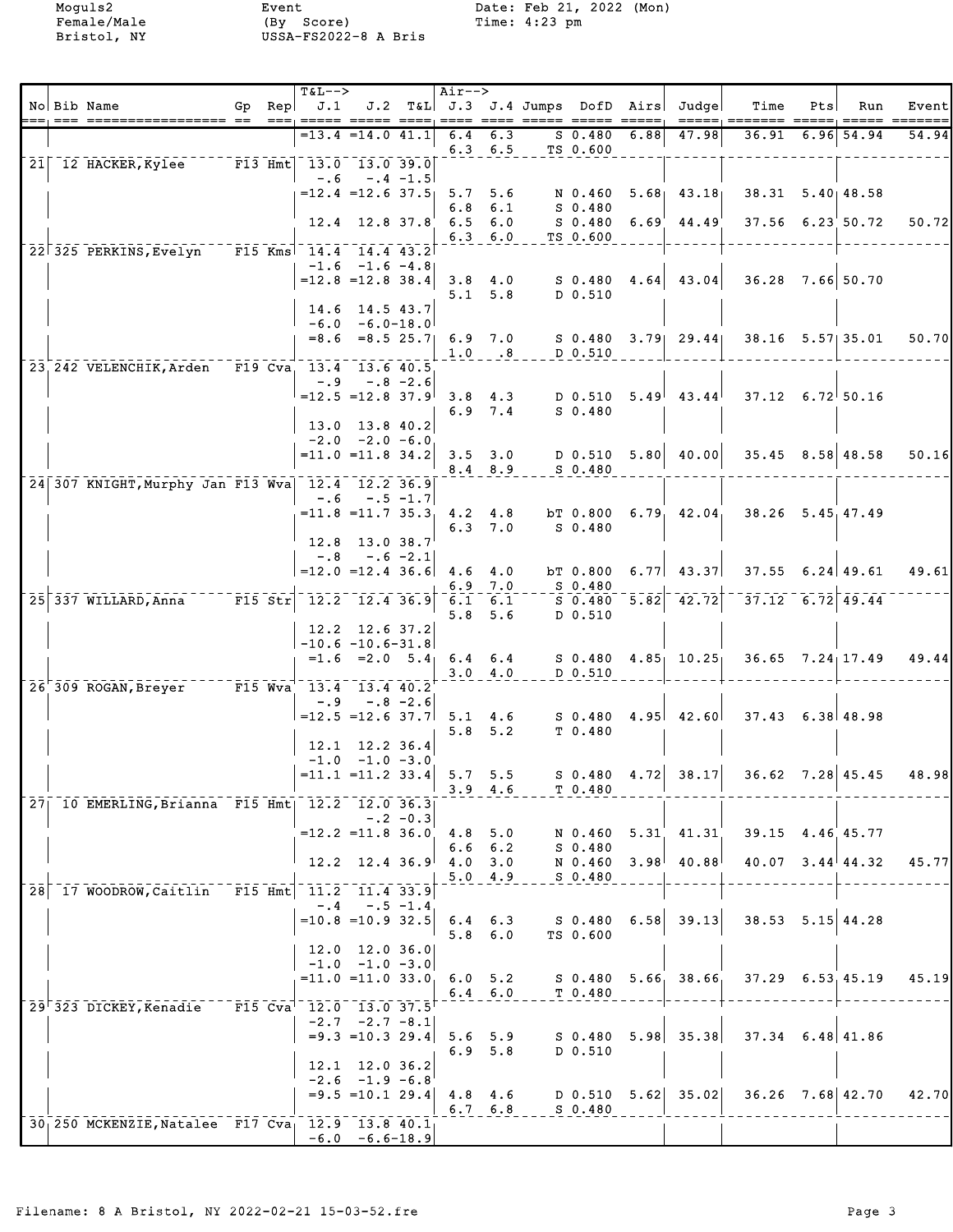Moguls2
Female/Male
Bristol, NY

Event
(By Score)
USSA-FS2022-8 A Bris

Date: Feb 21, 2022 (Mon)
Time: 4:23 pm

| No | Bib | Name | Gp | Rep | T&L--> J.1 | J.2 | T&L | Air--> J.3 | J.4 | Jumps | DofD | Airs | Judge | Time | Pts | Run | Event |
|---|---|---|---|---|---|---|---|---|---|---|---|---|---|---|---|---|---|
| | | | | | =13.4 | =14.0 | 41.1 | 6.4 | 6.3 | S | 0.480 | 6.88 | 47.98 | 36.91 | 6.96 | 54.94 | 54.94 |
| | | | | | | | | 6.3 | 6.5 | TS | 0.600 | | | | | | |
| 21 | 12 | HACKER,Kylee | F13 | Hmt | 13.0 | 13.0 | 39.0 | | | | | | | | | | |
| | | | | | -.6 | -.4 | -1.5 | | | | | | | | | | |
| | | | | | =12.4 | =12.6 | 37.5 | 5.7 | 5.6 | N | 0.460 | 5.68 | 43.18 | 38.31 | 5.40 | 48.58 | |
| | | | | | | | | 6.8 | 6.1 | S | 0.480 | | | | | | |
| | | | | | 12.4 | 12.8 | 37.8 | 6.5 | 6.0 | S | 0.480 | 6.69 | 44.49 | 37.56 | 6.23 | 50.72 | 50.72 |
| | | | | | | | | 6.3 | 6.0 | TS | 0.600 | | | | | | |
| 22 | 325 | PERKINS,Evelyn | F15 | Kms | 14.4 | 14.4 | 43.2 | | | | | | | | | | |
| | | | | | -1.6 | -1.6 | -4.8 | | | | | | | | | | |
| | | | | | =12.8 | =12.8 | 38.4 | 3.8 | 4.0 | S | 0.480 | 4.64 | 43.04 | 36.28 | 7.66 | 50.70 | |
| | | | | | | | | 5.1 | 5.8 | D | 0.510 | | | | | | |
| | | | | | 14.6 | 14.5 | 43.7 | | | | | | | | | | |
| | | | | | -6.0 | -6.0 | -18.0 | | | | | | | | | | |
| | | | | | =8.6 | =8.5 | 25.7 | 6.9 | 7.0 | S | 0.480 | 3.79 | 29.44 | 38.16 | 5.57 | 35.01 | 50.70 |
| | | | | | | | | 1.0 | .8 | D | 0.510 | | | | | | |
| 23 | 242 | VELENCHIK,Arden | F19 | Cva | 13.4 | 13.6 | 40.5 | | | | | | | | | | |
| | | | | | -.9 | -.8 | -2.6 | | | | | | | | | | |
| | | | | | =12.5 | =12.8 | 37.9 | 3.8 | 4.3 | D | 0.510 | 5.49 | 43.44 | 37.12 | 6.72 | 50.16 | |
| | | | | | | | | 6.9 | 7.4 | S | 0.480 | | | | | | |
| | | | | | 13.0 | 13.8 | 40.2 | | | | | | | | | | |
| | | | | | -2.0 | -2.0 | -6.0 | | | | | | | | | | |
| | | | | | =11.0 | =11.8 | 34.2 | 3.5 | 3.0 | D | 0.510 | 5.80 | 40.00 | 35.45 | 8.58 | 48.58 | 50.16 |
| | | | | | | | | 8.4 | 8.9 | S | 0.480 | | | | | | |
| 24 | 307 | KNIGHT,Murphy Jan | F13 | Wva | 12.4 | 12.2 | 36.9 | | | | | | | | | | |
| | | | | | -.6 | -.5 | -1.7 | | | | | | | | | | |
| | | | | | =11.8 | =11.7 | 35.3 | 4.2 | 4.8 | bT | 0.800 | 6.79 | 42.04 | 38.26 | 5.45 | 47.49 | |
| | | | | | | | | 6.3 | 7.0 | S | 0.480 | | | | | | |
| | | | | | 12.8 | 13.0 | 38.7 | | | | | | | | | | |
| | | | | | -.8 | -.6 | -2.1 | | | | | | | | | | |
| | | | | | =12.0 | =12.4 | 36.6 | 4.6 | 4.0 | bT | 0.800 | 6.77 | 43.37 | 37.55 | 6.24 | 49.61 | 49.61 |
| | | | | | | | | 6.9 | 7.0 | S | 0.480 | | | | | | |
| 25 | 337 | WILLARD,Anna | F15 | Str | 12.2 | 12.4 | 36.9 | 6.1 | 6.1 | S | 0.480 | 5.82 | 42.72 | 37.12 | 6.72 | 49.44 | |
| | | | | | | | | 5.8 | 5.6 | D | 0.510 | | | | | | |
| | | | | | 12.2 | 12.6 | 37.2 | | | | | | | | | | |
| | | | | | -10.6 | -10.6 | -31.8 | | | | | | | | | | |
| | | | | | =1.6 | =2.0 | 5.4 | 6.4 | 6.4 | S | 0.480 | 4.85 | 10.25 | 36.65 | 7.24 | 17.49 | 49.44 |
| | | | | | | | | 3.0 | 4.0 | D | 0.510 | | | | | | |
| 26 | 309 | ROGAN,Breyer | F15 | Wva | 13.4 | 13.4 | 40.2 | | | | | | | | | | |
| | | | | | -.9 | -.8 | -2.6 | | | | | | | | | | |
| | | | | | =12.5 | =12.6 | 37.7 | 5.1 | 4.6 | S | 0.480 | 4.95 | 42.60 | 37.43 | 6.38 | 48.98 | |
| | | | | | | | | 5.8 | 5.2 | T | 0.480 | | | | | | |
| | | | | | 12.1 | 12.2 | 36.4 | | | | | | | | | | |
| | | | | | -1.0 | -1.0 | -3.0 | | | | | | | | | | |
| | | | | | =11.1 | =11.2 | 33.4 | 5.7 | 5.5 | S | 0.480 | 4.72 | 38.17 | 36.62 | 7.28 | 45.45 | 48.98 |
| | | | | | | | | 3.9 | 4.6 | T | 0.480 | | | | | | |
| 27 | 10 | EMERLING,Brianna | F15 | Hmt | 12.2 | 12.0 | 36.3 | | | | | | | | | | |
| | | | | | | -.2 | -0.3 | | | | | | | | | | |
| | | | | | =12.2 | =11.8 | 36.0 | 4.8 | 5.0 | N | 0.460 | 5.31 | 41.31 | 39.15 | 4.46 | 45.77 | |
| | | | | | | | | 6.6 | 6.2 | S | 0.480 | | | | | | |
| | | | | | 12.2 | 12.4 | 36.9 | 4.0 | 3.0 | N | 0.460 | 3.98 | 40.88 | 40.07 | 3.44 | 44.32 | 45.77 |
| | | | | | | | | 5.0 | 4.9 | S | 0.480 | | | | | | |
| 28 | 17 | WOODROW,Caitlin | F15 | Hmt | 11.2 | 11.4 | 33.9 | | | | | | | | | | |
| | | | | | -.4 | -.5 | -1.4 | | | | | | | | | | |
| | | | | | =10.8 | =10.9 | 32.5 | 6.4 | 6.3 | S | 0.480 | 6.58 | 39.13 | 38.53 | 5.15 | 44.28 | |
| | | | | | | | | 5.8 | 6.0 | TS | 0.600 | | | | | | |
| | | | | | 12.0 | 12.0 | 36.0 | | | | | | | | | | |
| | | | | | -1.0 | -1.0 | -3.0 | | | | | | | | | | |
| | | | | | =11.0 | =11.0 | 33.0 | 6.0 | 5.2 | S | 0.480 | 5.66 | 38.66 | 37.29 | 6.53 | 45.19 | 45.19 |
| | | | | | | | | 6.4 | 6.0 | T | 0.480 | | | | | | |
| 29 | 323 | DICKEY,Kenadie | F15 | Cva | 12.0 | 13.0 | 37.5 | | | | | | | | | | |
| | | | | | -2.7 | -2.7 | -8.1 | | | | | | | | | | |
| | | | | | =9.3 | =10.3 | 29.4 | 5.6 | 5.9 | S | 0.480 | 5.98 | 35.38 | 37.34 | 6.48 | 41.86 | |
| | | | | | | | | 6.9 | 5.8 | D | 0.510 | | | | | | |
| | | | | | 12.1 | 12.0 | 36.2 | | | | | | | | | | |
| | | | | | -2.6 | -1.9 | -6.8 | | | | | | | | | | |
| | | | | | =9.5 | =10.1 | 29.4 | 4.8 | 4.6 | D | 0.510 | 5.62 | 35.02 | 36.26 | 7.68 | 42.70 | 42.70 |
| | | | | | | | | 6.7 | 6.8 | S | 0.480 | | | | | | |
| 30 | 250 | MCKENZIE,Natalee | F17 | Cva | 12.9 | 13.8 | 40.1 | | | | | | | | | | |
| | | | | | -6.0 | -6.6 | -18.9 | | | | | | | | | | |

Filename: 8 A Bristol, NY 2022-02-21 15-03-52.fre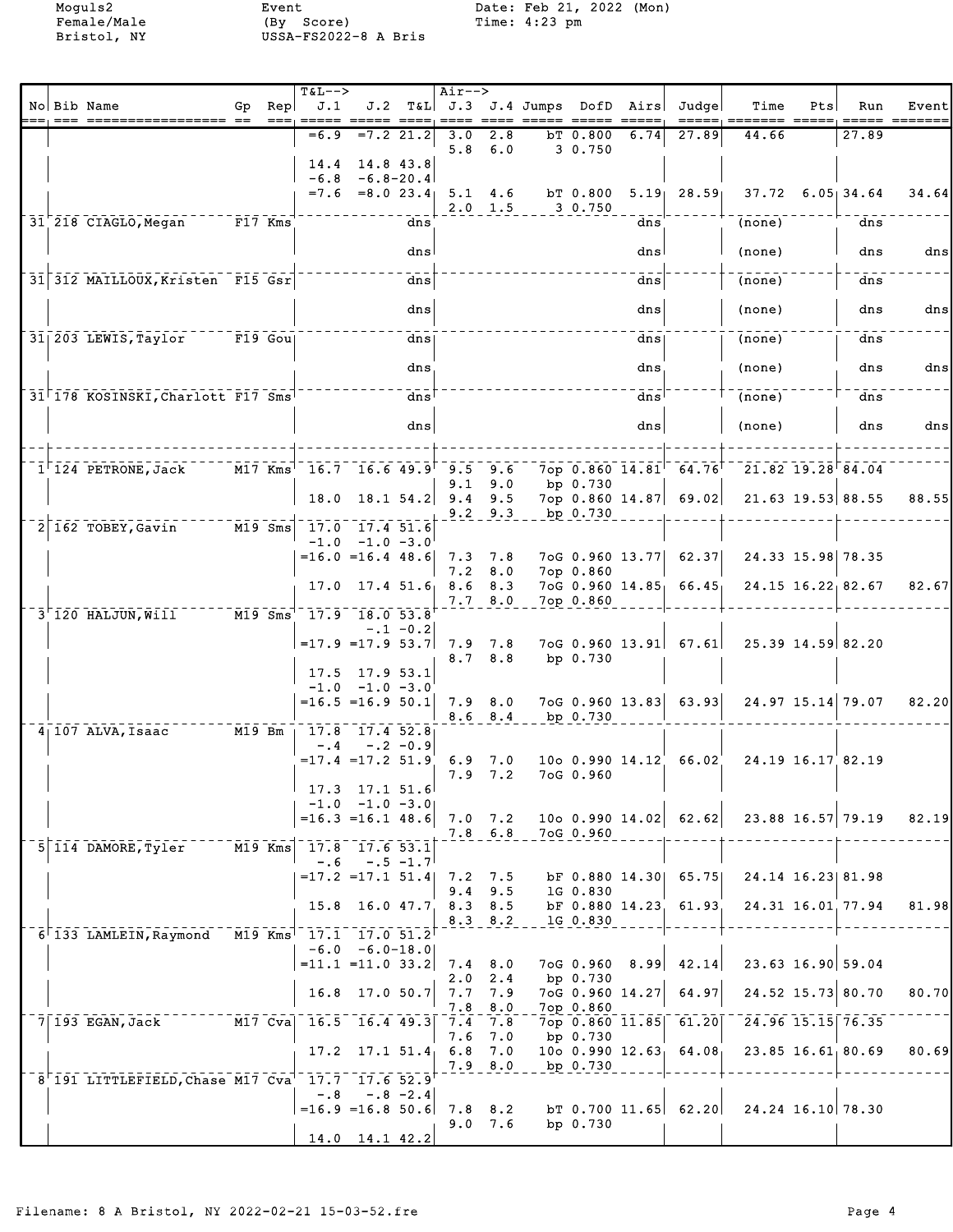Moguls2
Female/Male
Bristol, NY

Event
(By Score)
USSA-FS2022-8 A Bris

Date: Feb 21, 2022 (Mon)
Time: 4:23 pm

| No | Bib | Name | Gp | Rep | T&L--> J.1 | J.2 | T&L | Air--> J.3 | J.4 | Jumps | DofD | Airs | Judge | Time | Pts | Run | Event |
|---|---|---|---|---|---|---|---|---|---|---|---|---|---|---|---|---|---|
| | | | | | =6.9 | =7.2 | 21.2 | 3.0 | 2.8 | bT | 0.800 | 6.74 | 27.89 | 44.66 | | 27.89 | |
| | | | | | | | | 5.8 | 6.0 | 3 | 0.750 | | | | | | |
| | | | | | 14.4 | 14.8 | 43.8 | | | | | | | | | | |
| | | | | | -6.8 | -6.8 | -20.4 | | | | | | | | | | |
| | | | | | =7.6 | =8.0 | 23.4 | 5.1 | 4.6 | bT | 0.800 | 5.19 | 28.59 | 37.72 | 6.05 | 34.64 | 34.64 |
| | | | | | | | | 2.0 | 1.5 | 3 | 0.750 | | | | | | |
| 31 | 218 | CIAGLO,Megan | F17 | Kms | | | dns | | | | | dns | | (none) | | dns | |
| | | | | | | | dns | | | | | dns | | (none) | | dns | dns |
| 31 | 312 | MAILLOUX,Kristen | F15 | Gsr | | | dns | | | | | dns | | (none) | | dns | |
| | | | | | | | dns | | | | | dns | | (none) | | dns | dns |
| 31 | 203 | LEWIS,Taylor | F19 | Gou | | | dns | | | | | dns | | (none) | | dns | |
| | | | | | | | dns | | | | | dns | | (none) | | dns | dns |
| 31 | 178 | KOSINSKI,Charlott | F17 | Sms | | | dns | | | | | dns | | (none) | | dns | |
| | | | | | | | dns | | | | | dns | | (none) | | dns | dns |
| 1 | 124 | PETRONE,Jack | M17 | Kms | 16.7 | 16.6 | 49.9 | 9.5 | 9.6 | 7op | 0.860 | 14.81 | 64.76 | 21.82 | 19.28 | 84.04 | |
| | | | | | | | | 9.1 | 9.0 | bp | 0.730 | | | | | | |
| | | | | | 18.0 | 18.1 | 54.2 | 9.4 | 9.5 | 7op | 0.860 | 14.87 | 69.02 | 21.63 | 19.53 | 88.55 | 88.55 |
| | | | | | | | | 9.2 | 9.3 | bp | 0.730 | | | | | | |
| 2 | 162 | TOBEY,Gavin | M19 | Sms | 17.0 | 17.4 | 51.6 | | | | | | | | | | |
| | | | | | -1.0 | -1.0 | -3.0 | | | | | | | | | | |
| | | | | | =16.0 | =16.4 | 48.6 | 7.3 | 7.8 | 7oG | 0.960 | 13.77 | 62.37 | 24.33 | 15.98 | 78.35 | |
| | | | | | | | | 7.2 | 8.0 | 7op | 0.860 | | | | | | |
| | | | | | 17.0 | 17.4 | 51.6 | 8.6 | 8.3 | 7oG | 0.960 | 14.85 | 66.45 | 24.15 | 16.22 | 82.67 | 82.67 |
| | | | | | | | | 7.7 | 8.0 | 7op | 0.860 | | | | | | |
| 3 | 120 | HALJUN,Will | M19 | Sms | 17.9 | 18.0 | 53.8 | | | | | | | | | | |
| | | | | | | -.1 | -0.2 | | | | | | | | | | |
| | | | | | =17.9 | =17.9 | 53.7 | 7.9 | 7.8 | 7oG | 0.960 | 13.91 | 67.61 | 25.39 | 14.59 | 82.20 | |
| | | | | | | | | 8.7 | 8.8 | bp | 0.730 | | | | | | |
| | | | | | 17.5 | 17.9 | 53.1 | | | | | | | | | | |
| | | | | | -1.0 | -1.0 | -3.0 | | | | | | | | | | |
| | | | | | =16.5 | =16.9 | 50.1 | 7.9 | 8.0 | 7oG | 0.960 | 13.83 | 63.93 | 24.97 | 15.14 | 79.07 | 82.20 |
| | | | | | | | | 8.6 | 8.4 | bp | 0.730 | | | | | | |
| 4 | 107 | ALVA,Isaac | M19 | Bm | 17.8 | 17.4 | 52.8 | | | | | | | | | | |
| | | | | | -.4 | -.2 | -0.9 | | | | | | | | | | |
| | | | | | =17.4 | =17.2 | 51.9 | 6.9 | 7.0 | 10o | 0.990 | 14.12 | 66.02 | 24.19 | 16.17 | 82.19 | |
| | | | | | | | | 7.9 | 7.2 | 7oG | 0.960 | | | | | | |
| | | | | | 17.3 | 17.1 | 51.6 | | | | | | | | | | |
| | | | | | -1.0 | -1.0 | -3.0 | | | | | | | | | | |
| | | | | | =16.3 | =16.1 | 48.6 | 7.0 | 7.2 | 10o | 0.990 | 14.02 | 62.62 | 23.88 | 16.57 | 79.19 | 82.19 |
| | | | | | | | | 7.8 | 6.8 | 7oG | 0.960 | | | | | | |
| 5 | 114 | DAMORE,Tyler | M19 | Kms | 17.8 | 17.6 | 53.1 | | | | | | | | | | |
| | | | | | -.6 | -.5 | -1.7 | | | | | | | | | | |
| | | | | | =17.2 | =17.1 | 51.4 | 7.2 | 7.5 | bF | 0.880 | 14.30 | 65.75 | 24.14 | 16.23 | 81.98 | |
| | | | | | | | | 9.4 | 9.5 | 1G | 0.830 | | | | | | |
| | | | | | 15.8 | 16.0 | 47.7 | 8.3 | 8.5 | bF | 0.880 | 14.23 | 61.93 | 24.31 | 16.01 | 77.94 | 81.98 |
| | | | | | | | | 8.3 | 8.2 | 1G | 0.830 | | | | | | |
| 6 | 133 | LAMLEIN,Raymond | M19 | Kms | 17.1 | 17.0 | 51.2 | | | | | | | | | | |
| | | | | | -6.0 | -6.0 | -18.0 | | | | | | | | | | |
| | | | | | =11.1 | =11.0 | 33.2 | 7.4 | 8.0 | 7oG | 0.960 | 8.99 | 42.14 | 23.63 | 16.90 | 59.04 | |
| | | | | | | | | 2.0 | 2.4 | bp | 0.730 | | | | | | |
| | | | | | 16.8 | 17.0 | 50.7 | 7.7 | 7.9 | 7oG | 0.960 | 14.27 | 64.97 | 24.52 | 15.73 | 80.70 | 80.70 |
| | | | | | | | | 7.8 | 8.0 | 7op | 0.860 | | | | | | |
| 7 | 193 | EGAN,Jack | M17 | Cva | 16.5 | 16.4 | 49.3 | 7.4 | 7.8 | 7op | 0.860 | 11.85 | 61.20 | 24.96 | 15.15 | 76.35 | |
| | | | | | | | | 7.6 | 7.0 | bp | 0.730 | | | | | | |
| | | | | | 17.2 | 17.1 | 51.4 | 6.8 | 7.0 | 10o | 0.990 | 12.63 | 64.08 | 23.85 | 16.61 | 80.69 | 80.69 |
| | | | | | | | | 7.9 | 8.0 | bp | 0.730 | | | | | | |
| 8 | 191 | LITTLEFIELD,Chase | M17 | Cva | 17.7 | 17.6 | 52.9 | | | | | | | | | | |
| | | | | | -.8 | -.8 | -2.4 | | | | | | | | | | |
| | | | | | =16.9 | =16.8 | 50.6 | 7.8 | 8.2 | bT | 0.700 | 11.65 | 62.20 | 24.24 | 16.10 | 78.30 | |
| | | | | | | | | 9.0 | 7.6 | bp | 0.730 | | | | | | |
| | | | | | 14.0 | 14.1 | 42.2 | | | | | | | | | | |

Filename: 8 A Bristol, NY 2022-02-21 15-03-52.fre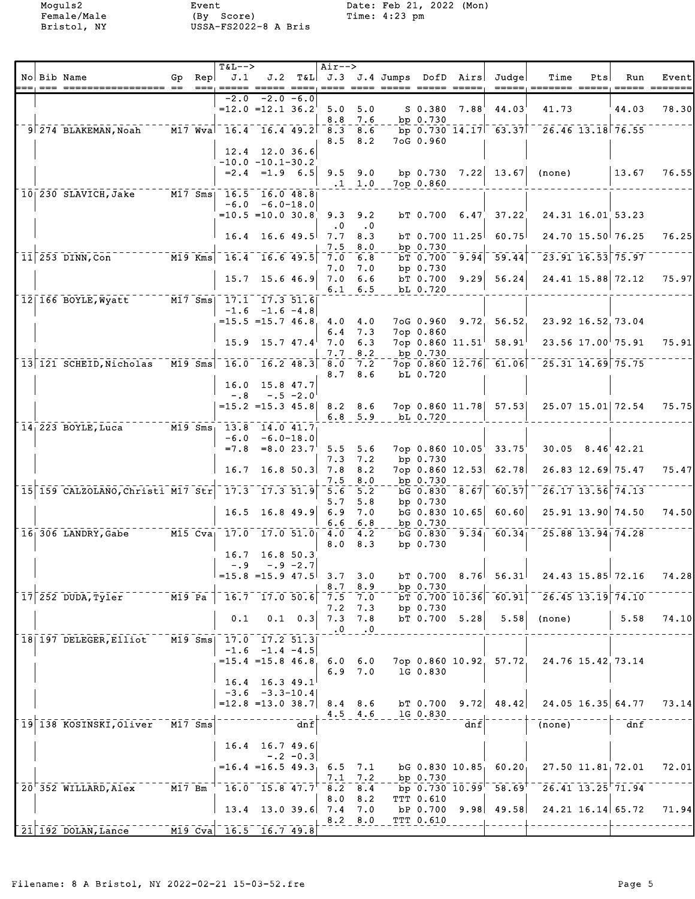Moguls2 | Event | Date: Feb 21, 2022 (Mon)
Female/Male | (By Score) | Time: 4:23 pm
Bristol, NY | USSA-FS2022-8 A Bris

| No | Bib | Name | Gp | Rep | T&L--> J.1 | J.2 | T&L | Air--> J.3 | J.4 | Jumps | DofD | Airs | Judge | Time | Pts | Run | Event |
|---|---|---|---|---|---|---|---|---|---|---|---|---|---|---|---|---|---|
| | | | | | -2.0 | -2.0 | -6.0 | | | | | | | | | | |
| | | | | | =12.0 | =12.1 | 36.2 | 5.0 | 5.0 | S | 0.380 | 7.88 | 44.03 | 41.73 | | 44.03 | 78.30 |
| | | | | | | | | 8.8 | 7.6 | bp | 0.730 | | | | | | |
| 9 | 274 | BLAKEMAN, Noah | M17 | Wva | 16.4 | 16.4 | 49.2 | 8.3 | 8.6 | bp | 0.730 | 14.17 | 63.37 | 26.46 | 13.18 | 76.55 | |
| | | | | | | | | 8.5 | 8.2 | 7oG | 0.960 | | | | | | |
| | | | | | 12.4 | 12.0 | 36.6 | | | | | | | | | | |
| | | | | | -10.0 | -10.1 | -30.2 | | | | | | | | | | |
| | | | | | =2.4 | =1.9 | 6.5 | 9.5 | 9.0 | bp | 0.730 | 7.22 | 13.67 | (none) | | 13.67 | 76.55 |
| | | | | | | | | .1 | 1.0 | 7op | 0.860 | | | | | | |
| 10 | 230 | SLAVICH, Jake | M17 | Sms | 16.5 | 16.0 | 48.8 | | | | | | | | | | |
| | | | | | -6.0 | -6.0 | -18.0 | | | | | | | | | | |
| | | | | | =10.5 | =10.0 | 30.8 | 9.3 | 9.2 | bT | 0.700 | 6.47 | 37.22 | 24.31 | 16.01 | 53.23 | |
| | | | | | | | | .0 | .0 | | | | | | | | |
| | | | | | 16.4 | 16.6 | 49.5 | 7.7 | 8.3 | bT | 0.700 | 11.25 | 60.75 | 24.70 | 15.50 | 76.25 | 76.25 |
| | | | | | | | | 7.5 | 8.0 | bp | 0.730 | | | | | | |
| 11 | 253 | DINN, Con | M19 | Kms | 16.4 | 16.6 | 49.5 | 7.0 | 6.8 | bT | 0.700 | 9.94 | 59.44 | 23.91 | 16.53 | 75.97 | |
| | | | | | | | | 7.0 | 7.0 | bp | 0.730 | | | | | | |
| | | | | | 15.7 | 15.6 | 46.9 | 7.0 | 6.6 | bT | 0.700 | 9.29 | 56.24 | 24.41 | 15.88 | 72.12 | 75.97 |
| | | | | | | | | 6.1 | 6.5 | bL | 0.720 | | | | | | |
| 12 | 166 | BOYLE, Wyatt | M17 | Sms | 17.1 | 17.3 | 51.6 | | | | | | | | | | |
| | | | | | -1.6 | -1.6 | -4.8 | | | | | | | | | | |
| | | | | | =15.5 | =15.7 | 46.8 | 4.0 | 4.0 | 7oG | 0.960 | 9.72 | 56.52 | 23.92 | 16.52 | 73.04 | |
| | | | | | | | | 6.4 | 7.3 | 7op | 0.860 | | | | | | |
| | | | | | 15.9 | 15.7 | 47.4 | 7.0 | 6.3 | 7op | 0.860 | 11.51 | 58.91 | 23.56 | 17.00 | 75.91 | 75.91 |
| | | | | | | | | 7.7 | 8.2 | bp | 0.730 | | | | | | |
| 13 | 121 | SCHEID, Nicholas | M19 | Sms | 16.0 | 16.2 | 48.3 | 8.0 | 7.2 | 7op | 0.860 | 12.76 | 61.06 | 25.31 | 14.69 | 75.75 | |
| | | | | | | | | 8.7 | 8.6 | bL | 0.720 | | | | | | |
| | | | | | 16.0 | 15.8 | 47.7 | | | | | | | | | | |
| | | | | | -.8 | -.5 | -2.0 | | | | | | | | | | |
| | | | | | =15.2 | =15.3 | 45.8 | 8.2 | 8.6 | 7op | 0.860 | 11.78 | 57.53 | 25.07 | 15.01 | 72.54 | 75.75 |
| | | | | | | | | 6.8 | 5.9 | bL | 0.720 | | | | | | |
| 14 | 223 | BOYLE, Luca | M19 | Sms | 13.8 | 14.0 | 41.7 | | | | | | | | | | |
| | | | | | -6.0 | -6.0 | -18.0 | | | | | | | | | | |
| | | | | | =7.8 | =8.0 | 23.7 | 5.5 | 5.6 | 7op | 0.860 | 10.05 | 33.75 | 30.05 | 8.46 | 42.21 | |
| | | | | | | | | 7.3 | 7.2 | bp | 0.730 | | | | | | |
| | | | | | 16.7 | 16.8 | 50.3 | 7.8 | 8.2 | 7op | 0.860 | 12.53 | 62.78 | 26.83 | 12.69 | 75.47 | 75.47 |
| | | | | | | | | 7.5 | 8.0 | bp | 0.730 | | | | | | |
| 15 | 159 | CALZOLANO, Christi | M17 | Str | 17.3 | 17.3 | 51.9 | 5.6 | 5.2 | bG | 0.830 | 8.67 | 60.57 | 26.17 | 13.56 | 74.13 | |
| | | | | | | | | 5.7 | 5.8 | bp | 0.730 | | | | | | |
| | | | | | 16.5 | 16.8 | 49.9 | 6.9 | 7.0 | bG | 0.830 | 10.65 | 60.60 | 25.91 | 13.90 | 74.50 | 74.50 |
| | | | | | | | | 6.6 | 6.8 | bp | 0.730 | | | | | | |
| 16 | 306 | LANDRY, Gabe | M15 | Cva | 17.0 | 17.0 | 51.0 | 4.0 | 4.2 | bG | 0.830 | 9.34 | 60.34 | 25.88 | 13.94 | 74.28 | |
| | | | | | | | | 8.0 | 8.3 | bp | 0.730 | | | | | | |
| | | | | | 16.7 | 16.8 | 50.3 | | | | | | | | | | |
| | | | | | -.9 | -.9 | -2.7 | | | | | | | | | | |
| | | | | | =15.8 | =15.9 | 47.5 | 3.7 | 3.0 | bT | 0.700 | 8.76 | 56.31 | 24.43 | 15.85 | 72.16 | 74.28 |
| | | | | | | | | 8.7 | 8.9 | bp | 0.730 | | | | | | |
| 17 | 252 | DUDA, Tyler | M19 | Pa | 16.7 | 17.0 | 50.6 | 7.5 | 7.0 | bT | 0.700 | 10.36 | 60.91 | 26.45 | 13.19 | 74.10 | |
| | | | | | | | | 7.2 | 7.3 | bp | 0.730 | | | | | | |
| | | | | | 0.1 | 0.1 | 0.3 | 7.3 | 7.8 | bT | 0.700 | 5.28 | 5.58 | (none) | | 5.58 | 74.10 |
| | | | | | | | | .0 | .0 | | | | | | | | |
| 18 | 197 | DELEGER, Elliot | M19 | Sms | 17.0 | 17.2 | 51.3 | | | | | | | | | | |
| | | | | | -1.6 | -1.4 | -4.5 | | | | | | | | | | |
| | | | | | =15.4 | =15.8 | 46.8 | 6.0 | 6.0 | 7op | 0.860 | 10.92 | 57.72 | 24.76 | 15.42 | 73.14 | |
| | | | | | | | | 6.9 | 7.0 | lG | 0.830 | | | | | | |
| | | | | | 16.4 | 16.3 | 49.1 | | | | | | | | | | |
| | | | | | -3.6 | -3.3 | -10.4 | | | | | | | | | | |
| | | | | | =12.8 | =13.0 | 38.7 | 8.4 | 8.6 | bT | 0.700 | 9.72 | 48.42 | 24.05 | 16.35 | 64.77 | 73.14 |
| | | | | | | | | 4.5 | 4.6 | lG | 0.830 | | | | | | |
| 19 | 138 | KOSINSKI, Oliver | M17 | Sms | | | dnf | | | | | dnf | | (none) | | dnf | |
| | | | | | 16.4 | 16.7 | 49.6 | | | | | | | | | | |
| | | | | | | -.2 | -0.3 | | | | | | | | | | |
| | | | | | =16.4 | =16.5 | 49.3 | 6.5 | 7.1 | bG | 0.830 | 10.85 | 60.20 | 27.50 | 11.81 | 72.01 | 72.01 |
| | | | | | | | | 7.1 | 7.2 | bp | 0.730 | | | | | | |
| 20 | 352 | WILLARD, Alex | M17 | Bm | 16.0 | 15.8 | 47.7 | 8.2 | 8.4 | bp | 0.730 | 10.99 | 58.69 | 26.41 | 13.25 | 71.94 | |
| | | | | | | | | 8.0 | 8.2 | TTT | 0.610 | | | | | | |
| | | | | | 13.4 | 13.0 | 39.6 | 7.4 | 7.0 | bP | 0.700 | 9.98 | 49.58 | 24.21 | 16.14 | 65.72 | 71.94 |
| | | | | | | | | 8.2 | 8.0 | TTT | 0.610 | | | | | | |
| 21 | 192 | DOLAN, Lance | M19 | Cva | 16.5 | 16.7 | 49.8 | | | | | | | | | | |

Filename: 8 A Bristol, NY 2022-02-21 15-03-52.fre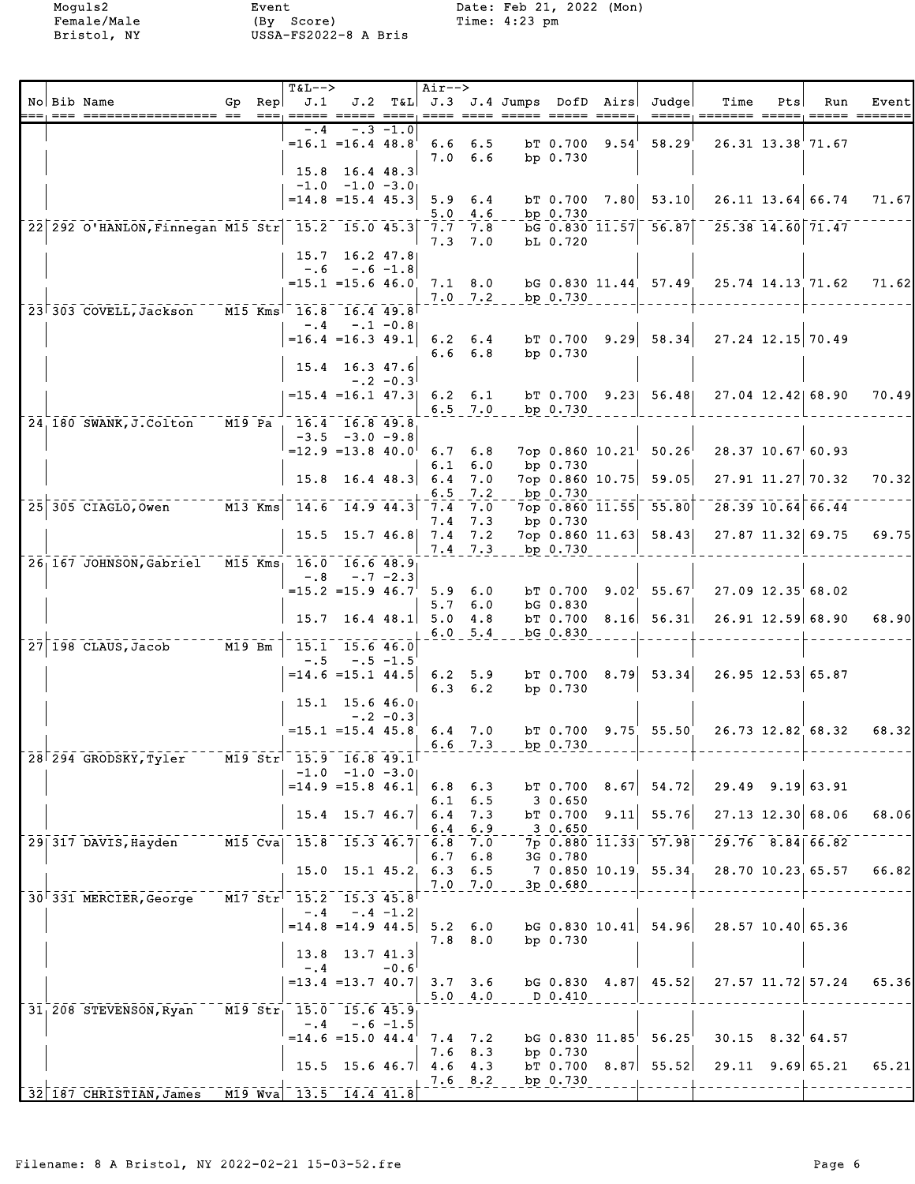Moguls2 Event Date: Feb 21, 2022 (Mon)
Female/Male (By Score) Time: 4:23 pm
Bristol, NY USSA-FS2022-8 A Bris

| No | Bib | Name | Gp | Rep | T&L--> J.1 | J.2 | T&L | Air--> J.3 | J.4 | Jumps | DofD | Airs | Judge | Time | Pts | Run | Event |
|---|---|---|---|---|---|---|---|---|---|---|---|---|---|---|---|---|---|
| | | | | | -.4 | -.3 | -1.0 | | | | | | | | | | |
| | | | | | =16.1 | =16.4 | 48.8 | 6.6 | 6.5 | bT | 0.700 | 9.54 | 58.29 | 26.31 | 13.38 | 71.67 | |
| | | | | | | | | 7.0 | 6.6 | bp | 0.730 | | | | | | |
| | | | | | 15.8 | 16.4 | 48.3 | | | | | | | | | | |
| | | | | | -1.0 | -1.0 | -3.0 | | | | | | | | | | |
| | | | | | =14.8 | =15.4 | 45.3 | 5.9 | 6.4 | bT | 0.700 | 7.80 | 53.10 | 26.11 | 13.64 | 66.74 | 71.67 |
| | | | | | | | | 5.0 | 4.6 | bp | 0.730 | | | | | | |
| 22 | 292 | O'HANLON,Finnegan | M15 | Str | 15.2 | 15.0 | 45.3 | 7.7 | 7.8 | bG | 0.830 | 11.57 | 56.87 | 25.38 | 14.60 | 71.47 | |
| | | | | | | | | 7.3 | 7.0 | bL | 0.720 | | | | | | |
| | | | | | 15.7 | 16.2 | 47.8 | | | | | | | | | | |
| | | | | | -.6 | -.6 | -1.8 | | | | | | | | | | |
| | | | | | =15.1 | =15.6 | 46.0 | 7.1 | 8.0 | bG | 0.830 | 11.44 | 57.49 | 25.74 | 14.13 | 71.62 | 71.62 |
| | | | | | | | | 7.0 | 7.2 | bp | 0.730 | | | | | | |
| 23 | 303 | COVELL,Jackson | M15 | Kms | 16.8 | 16.4 | 49.8 | | | | | | | | | | |
| | | | | | -.4 | -.1 | -0.8 | | | | | | | | | | |
| | | | | | =16.4 | =16.3 | 49.1 | 6.2 | 6.4 | bT | 0.700 | 9.29 | 58.34 | 27.24 | 12.15 | 70.49 | |
| | | | | | | | | 6.6 | 6.8 | bp | 0.730 | | | | | | |
| | | | | | 15.4 | 16.3 | 47.6 | | | | | | | | | | |
| | | | | | | -.2 | -0.3 | | | | | | | | | | |
| | | | | | =15.4 | =16.1 | 47.3 | 6.2 | 6.1 | bT | 0.700 | 9.23 | 56.48 | 27.04 | 12.42 | 68.90 | 70.49 |
| | | | | | | | | 6.5 | 7.0 | bp | 0.730 | | | | | | |
| 24 | 180 | SWANK,J.Colton | M19 | Pa | 16.4 | 16.8 | 49.8 | | | | | | | | | | |
| | | | | | -3.5 | -3.0 | -9.8 | | | | | | | | | | |
| | | | | | =12.9 | =13.8 | 40.0 | 6.7 | 6.8 | 7op | 0.860 | 10.21 | 50.26 | 28.37 | 10.67 | 60.93 | |
| | | | | | | | | 6.1 | 6.0 | bp | 0.730 | | | | | | |
| | | | | | 15.8 | 16.4 | 48.3 | 6.4 | 7.0 | 7op | 0.860 | 10.75 | 59.05 | 27.91 | 11.27 | 70.32 | 70.32 |
| | | | | | | | | 6.5 | 7.2 | bp | 0.730 | | | | | | |
| 25 | 305 | CIAGLO,Owen | M13 | Kms | 14.6 | 14.9 | 44.3 | 7.4 | 7.0 | 7op | 0.860 | 11.55 | 55.80 | 28.39 | 10.64 | 66.44 | |
| | | | | | | | | 7.4 | 7.3 | bp | 0.730 | | | | | | |
| | | | | | 15.5 | 15.7 | 46.8 | 7.4 | 7.2 | 7op | 0.860 | 11.63 | 58.43 | 27.87 | 11.32 | 69.75 | 69.75 |
| | | | | | | | | 7.4 | 7.3 | bp | 0.730 | | | | | | |
| 26 | 167 | JOHNSON,Gabriel | M15 | Kms | 16.0 | 16.6 | 48.9 | | | | | | | | | | |
| | | | | | -.8 | -.7 | -2.3 | | | | | | | | | | |
| | | | | | =15.2 | =15.9 | 46.7 | 5.9 | 6.0 | bT | 0.700 | 9.02 | 55.67 | 27.09 | 12.35 | 68.02 | |
| | | | | | | | | 5.7 | 6.0 | bG | 0.830 | | | | | | |
| | | | | | 15.7 | 16.4 | 48.1 | 5.0 | 4.8 | bT | 0.700 | 8.16 | 56.31 | 26.91 | 12.59 | 68.90 | 68.90 |
| | | | | | | | | 6.0 | 5.4 | bG | 0.830 | | | | | | |
| 27 | 198 | CLAUS,Jacob | M19 | Bm | 15.1 | 15.6 | 46.0 | | | | | | | | | | |
| | | | | | -.5 | -.5 | -1.5 | | | | | | | | | | |
| | | | | | =14.6 | =15.1 | 44.5 | 6.2 | 5.9 | bT | 0.700 | 8.79 | 53.34 | 26.95 | 12.53 | 65.87 | |
| | | | | | | | | 6.3 | 6.2 | bp | 0.730 | | | | | | |
| | | | | | 15.1 | 15.6 | 46.0 | | | | | | | | | | |
| | | | | | | -.2 | -0.3 | | | | | | | | | | |
| | | | | | =15.1 | =15.4 | 45.8 | 6.4 | 7.0 | bT | 0.700 | 9.75 | 55.50 | 26.73 | 12.82 | 68.32 | 68.32 |
| | | | | | | | | 6.6 | 7.3 | bp | 0.730 | | | | | | |
| 28 | 294 | GRODSKY,Tyler | M19 | Str | 15.9 | 16.8 | 49.1 | | | | | | | | | | |
| | | | | | -1.0 | -1.0 | -3.0 | | | | | | | | | | |
| | | | | | =14.9 | =15.8 | 46.1 | 6.8 | 6.3 | bT | 0.700 | 8.67 | 54.72 | 29.49 | 9.19 | 63.91 | |
| | | | | | | | | 6.1 | 6.5 | 3 | 0.650 | | | | | | |
| | | | | | 15.4 | 15.7 | 46.7 | 6.4 | 7.3 | bT | 0.700 | 9.11 | 55.76 | 27.13 | 12.30 | 68.06 | 68.06 |
| | | | | | | | | 6.4 | 6.9 | 3 | 0.650 | | | | | | |
| 29 | 317 | DAVIS,Hayden | M15 | Cva | 15.8 | 15.3 | 46.7 | 6.8 | 7.0 | 7p | 0.880 | 11.33 | 57.98 | 29.76 | 8.84 | 66.82 | |
| | | | | | | | | 6.7 | 6.8 | 3G | 0.780 | | | | | | |
| | | | | | 15.0 | 15.1 | 45.2 | 6.3 | 6.5 | 7 | 0.850 | 10.19 | 55.34 | 28.70 | 10.23 | 65.57 | 66.82 |
| | | | | | | | | 7.0 | 7.0 | 3p | 0.680 | | | | | | |
| 30 | 331 | MERCIER,George | M17 | Str | 15.2 | 15.3 | 45.8 | | | | | | | | | | |
| | | | | | -.4 | -.4 | -1.2 | | | | | | | | | | |
| | | | | | =14.8 | =14.9 | 44.5 | 5.2 | 6.0 | bG | 0.830 | 10.41 | 54.96 | 28.57 | 10.40 | 65.36 | |
| | | | | | | | | 7.8 | 8.0 | bp | 0.730 | | | | | | |
| | | | | | 13.8 | 13.7 | 41.3 | | | | | | | | | | |
| | | | | | -.4 | | -0.6 | | | | | | | | | | |
| | | | | | =13.4 | =13.7 | 40.7 | 3.7 | 3.6 | bG | 0.830 | 4.87 | 45.52 | 27.57 | 11.72 | 57.24 | 65.36 |
| | | | | | | | | 5.0 | 4.0 | D | 0.410 | | | | | | |
| 31 | 208 | STEVENSON,Ryan | M19 | Str | 15.0 | 15.6 | 45.9 | | | | | | | | | | |
| | | | | | -.4 | -.6 | -1.5 | | | | | | | | | | |
| | | | | | =14.6 | =15.0 | 44.4 | 7.4 | 7.2 | bG | 0.830 | 11.85 | 56.25 | 30.15 | 8.32 | 64.57 | |
| | | | | | | | | 7.6 | 8.3 | bp | 0.730 | | | | | | |
| | | | | | 15.5 | 15.6 | 46.7 | 4.6 | 4.3 | bT | 0.700 | 8.87 | 55.52 | 29.11 | 9.69 | 65.21 | 65.21 |
| | | | | | | | | 7.6 | 8.2 | bp | 0.730 | | | | | | |
| 32 | 187 | CHRISTIAN,James | M19 | Wva | 13.5 | 14.4 | 41.8 | | | | | | | | | | |

Filename: 8 A Bristol, NY 2022-02-21 15-03-52.fre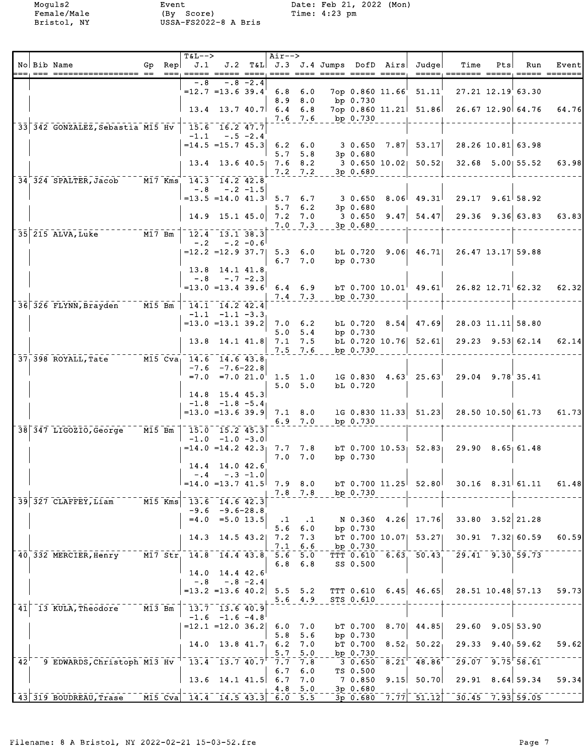Moguls2 Event Date: Feb 21, 2022 (Mon)
Female/Male (By Score) Time: 4:23 pm
Bristol, NY USSA-FS2022-8 A Bris

| No | Bib | Name | Gp | Rep | T&L--> J.1 | J.2 | T&L | Air--> J.3 | J.4 | Jumps | DofD | Airs | Judge | Time | Pts | Run | Event |
|---|---|---|---|---|---|---|---|---|---|---|---|---|---|---|---|---|---|
| | | | | | -.8 | -.8 | -2.4 | | | | | | | | | | |
| | | | | | =12.7 | =13.6 | 39.4 | 6.8 | 6.0 | 7op | 0.860 | 11.66 | 51.11 | 27.21 | 12.19 | 63.30 | |
| | | | | | | | | 8.9 | 8.0 | bp | 0.730 | | | | | | |
| | | | | | 13.4 | 13.7 | 40.7 | 6.4 | 6.8 | 7op | 0.860 | 11.21 | 51.86 | 26.67 | 12.90 | 64.76 | 64.76 |
| | | | | | | | | 7.6 | 7.6 | bp | 0.730 | | | | | | |
| 33 | 342 | GONZALEZ,Sebastia | M15 | Hv | 15.6 | 16.2 | 47.7 | | | | | | | | | | |
| | | | | | -1.1 | -.5 | -2.4 | | | | | | | | | | |
| | | | | | =14.5 | =15.7 | 45.3 | 6.2 | 6.0 | 3 | 0.650 | 7.87 | 53.17 | 28.26 | 10.81 | 63.98 | |
| | | | | | | | | 5.7 | 5.8 | 3p | 0.680 | | | | | | |
| | | | | | 13.4 | 13.6 | 40.5 | 7.6 | 8.2 | 3 | 0.650 | 10.02 | 50.52 | 32.68 | 5.00 | 55.52 | 63.98 |
| | | | | | | | | 7.2 | 7.2 | 3p | 0.680 | | | | | | |
| 34 | 324 | SPALTER,Jacob | M17 | Kms | 14.3 | 14.2 | 42.8 | | | | | | | | | | |
| | | | | | -.8 | -.2 | -1.5 | | | | | | | | | | |
| | | | | | =13.5 | =14.0 | 41.3 | 5.7 | 6.7 | 3 | 0.650 | 8.06 | 49.31 | 29.17 | 9.61 | 58.92 | |
| | | | | | | | | 5.7 | 6.2 | 3p | 0.680 | | | | | | |
| | | | | | 14.9 | 15.1 | 45.0 | 7.2 | 7.0 | 3 | 0.650 | 9.47 | 54.47 | 29.36 | 9.36 | 63.83 | 63.83 |
| | | | | | | | | 7.0 | 7.3 | 3p | 0.680 | | | | | | |
| 35 | 215 | ALVA,Luke | M17 | Bm | 12.4 | 13.1 | 38.3 | | | | | | | | | | |
| | | | | | -.2 | -.2 | -0.6 | | | | | | | | | | |
| | | | | | =12.2 | =12.9 | 37.7 | 5.3 | 6.0 | bL | 0.720 | 9.06 | 46.71 | 26.47 | 13.17 | 59.88 | |
| | | | | | | | | 6.7 | 7.0 | bp | 0.730 | | | | | | |
| | | | | | 13.8 | 14.1 | 41.8 | | | | | | | | | | |
| | | | | | -.8 | -.7 | -2.3 | | | | | | | | | | |
| | | | | | =13.0 | =13.4 | 39.6 | 6.4 | 6.9 | bT | 0.700 | 10.01 | 49.61 | 26.82 | 12.71 | 62.32 | 62.32 |
| | | | | | | | | 7.4 | 7.3 | bp | 0.730 | | | | | | |
| 36 | 326 | FLYNN,Brayden | M15 | Bm | 14.1 | 14.2 | 42.4 | | | | | | | | | | |
| | | | | | -1.1 | -1.1 | -3.3 | | | | | | | | | | |
| | | | | | =13.0 | =13.1 | 39.2 | 7.0 | 6.2 | bL | 0.720 | 8.54 | 47.69 | 28.03 | 11.11 | 58.80 | |
| | | | | | | | | 5.0 | 5.4 | bp | 0.730 | | | | | | |
| | | | | | 13.8 | 14.1 | 41.8 | 7.1 | 7.5 | bL | 0.720 | 10.76 | 52.61 | 29.23 | 9.53 | 62.14 | 62.14 |
| | | | | | | | | 7.5 | 7.6 | bp | 0.730 | | | | | | |
| 37 | 398 | ROYALL,Tate | M15 | Cva | 14.6 | 14.6 | 43.8 | | | | | | | | | | |
| | | | | | -7.6 | -7.6 | -22.8 | | | | | | | | | | |
| | | | | | =7.0 | =7.0 | 21.0 | 1.5 | 1.0 | lG | 0.830 | 4.63 | 25.63 | 29.04 | 9.78 | 35.41 | |
| | | | | | | | | 5.0 | 5.0 | bL | 0.720 | | | | | | |
| | | | | | 14.8 | 15.4 | 45.3 | | | | | | | | | | |
| | | | | | -1.8 | -1.8 | -5.4 | | | | | | | | | | |
| | | | | | =13.0 | =13.6 | 39.9 | 7.1 | 8.0 | lG | 0.830 | 11.33 | 51.23 | 28.50 | 10.50 | 61.73 | 61.73 |
| | | | | | | | | 6.9 | 7.0 | bp | 0.730 | | | | | | |
| 38 | 347 | LIGOZIO,George | M15 | Bm | 15.0 | 15.2 | 45.3 | | | | | | | | | | |
| | | | | | -1.0 | -1.0 | -3.0 | | | | | | | | | | |
| | | | | | =14.0 | =14.2 | 42.3 | 7.7 | 7.8 | bT | 0.700 | 10.53 | 52.83 | 29.90 | 8.65 | 61.48 | |
| | | | | | | | | 7.0 | 7.0 | bp | 0.730 | | | | | | |
| | | | | | 14.4 | 14.0 | 42.6 | | | | | | | | | | |
| | | | | | -.4 | -.3 | -1.0 | | | | | | | | | | |
| | | | | | =14.0 | =13.7 | 41.5 | 7.9 | 8.0 | bT | 0.700 | 11.25 | 52.80 | 30.16 | 8.31 | 61.11 | 61.48 |
| | | | | | | | | 7.8 | 7.8 | bp | 0.730 | | | | | | |
| 39 | 327 | CLAFFEY,Liam | M15 | Kms | 13.6 | 14.6 | 42.3 | | | | | | | | | | |
| | | | | | -9.6 | -9.6 | -28.8 | | | | | | | | | | |
| | | | | | =4.0 | =5.0 | 13.5 | .1 | .1 | N | 0.360 | 4.26 | 17.76 | 33.80 | 3.52 | 21.28 | |
| | | | | | | | | 5.6 | 6.0 | bp | 0.730 | | | | | | |
| | | | | | 14.3 | 14.5 | 43.2 | 7.2 | 7.3 | bT | 0.700 | 10.07 | 53.27 | 30.91 | 7.32 | 60.59 | 60.59 |
| | | | | | | | | 7.1 | 6.6 | bp | 0.730 | | | | | | |
| 40 | 332 | MERCIER,Henry | M17 | Str | 14.8 | 14.4 | 43.8 | 5.6 | 5.0 | TTT | 0.610 | 6.63 | 50.43 | 29.41 | 9.30 | 59.73 | |
| | | | | | | | | 6.8 | 6.8 | SS | 0.500 | | | | | | |
| | | | | | 14.0 | 14.4 | 42.6 | | | | | | | | | | |
| | | | | | -.8 | -.8 | -2.4 | | | | | | | | | | |
| | | | | | =13.2 | =13.6 | 40.2 | 5.5 | 5.2 | TTT | 0.610 | 6.45 | 46.65 | 28.51 | 10.48 | 57.13 | 59.73 |
| | | | | | | | | 5.6 | 4.9 | STS | 0.610 | | | | | | |
| 41 | 13 | KULA,Theodore | M13 | Bm | 13.7 | 13.6 | 40.9 | | | | | | | | | | |
| | | | | | -1.6 | -1.6 | -4.8 | | | | | | | | | | |
| | | | | | =12.1 | =12.0 | 36.2 | 6.0 | 7.0 | bT | 0.700 | 8.70 | 44.85 | 29.60 | 9.05 | 53.90 | |
| | | | | | | | | 5.8 | 5.6 | bp | 0.730 | | | | | | |
| | | | | | 14.0 | 13.8 | 41.7 | 6.2 | 7.0 | bT | 0.700 | 8.52 | 50.22 | 29.33 | 9.40 | 59.62 | 59.62 |
| | | | | | | | | 5.7 | 5.0 | bp | 0.730 | | | | | | |
| 42 | 9 | EDWARDS,Christoph | M13 | Hv | 13.4 | 13.7 | 40.7 | 7.7 | 7.8 | 3 | 0.650 | 8.21 | 48.86 | 29.07 | 9.75 | 58.61 | |
| | | | | | | | | 6.7 | 6.0 | TS | 0.500 | | | | | | |
| | | | | | 13.6 | 14.1 | 41.5 | 6.7 | 7.0 | 7 | 0.850 | 9.15 | 50.70 | 29.91 | 8.64 | 59.34 | 59.34 |
| | | | | | | | | 4.8 | 5.0 | 3p | 0.680 | | | | | | |
| 43 | 319 | BOUDREAU,Trase | M15 | Cva | 14.4 | 14.5 | 43.3 | 6.0 | 5.5 | 3p | 0.680 | 7.77 | 51.12 | 30.45 | 7.93 | 59.05 | |

Filename: 8 A Bristol, NY 2022-02-21 15-03-52.fre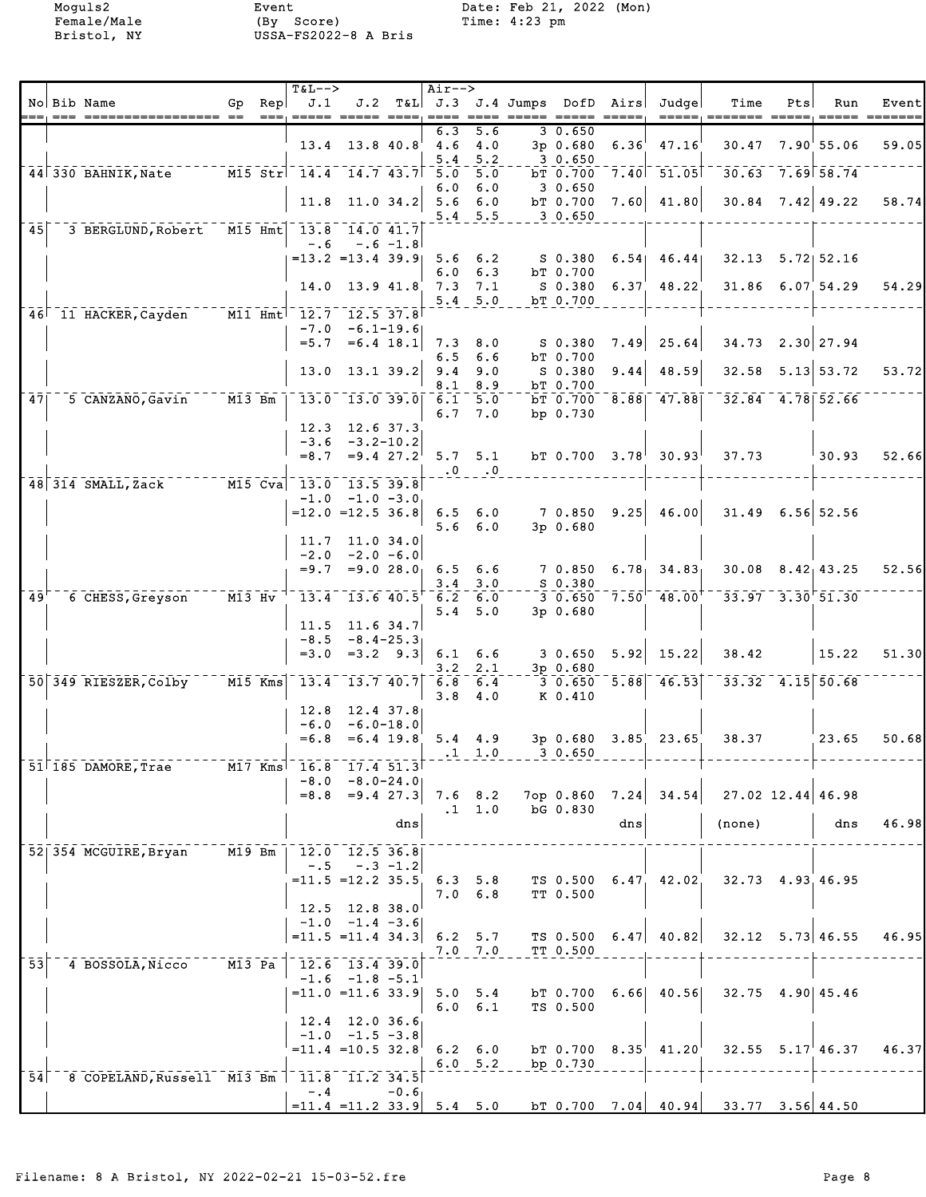Moguls2 | Event | Date: Feb 21, 2022 (Mon)
Female/Male | (By Score) | Time: 4:23 pm
Bristol, NY | USSA-FS2022-8 A Bris

| No | Bib | Name | Gp | Rep | T&L--> J.1 | J.2 | T&L | Air--> J.3 | J.4 | Jumps | DofD | Airs | Judge | Time | Pts | Run | Event |
|---|---|---|---|---|---|---|---|---|---|---|---|---|---|---|---|---|---|
| | | | | | | | | 6.3 | 5.6 | 3 | 0.650 | | | | | | |
| | | | | | 13.4 | 13.8 | 40.8 | 4.6 | 4.0 | 3p | 0.680 | 6.36 | 47.16 | 30.47 | 7.90 | 55.06 | 59.05 |
| | | | | | | | | 5.4 | 5.2 | 3 | 0.650 | | | | | | |
| 44 | 330 | BAHNIK, Nate | M15 | Str | 14.4 | 14.7 | 43.7 | 5.0 | 5.0 | bT | 0.700 | 7.40 | 51.05 | 30.63 | 7.69 | 58.74 | |
| | | | | | | | | 6.0 | 6.0 | 3 | 0.650 | | | | | | |
| | | | | | 11.8 | 11.0 | 34.2 | 5.6 | 6.0 | bT | 0.700 | 7.60 | 41.80 | 30.84 | 7.42 | 49.22 | 58.74 |
| | | | | | | | | 5.4 | 5.5 | 3 | 0.650 | | | | | | |
| 45 | 3 | BERGLUND, Robert | M15 | Hmt | 13.8 | 14.0 | 41.7 | | | | | | | | | | |
| | | | | | -.6 | -.6 | -1.8 | | | | | | | | | | |
| | | | | | =13.2 | =13.4 | 39.9 | 5.6 | 6.2 | S | 0.380 | 6.54 | 46.44 | 32.13 | 5.72 | 52.16 | |
| | | | | | | | | 6.0 | 6.3 | bT | 0.700 | | | | | | |
| | | | | | 14.0 | 13.9 | 41.8 | 7.3 | 7.1 | S | 0.380 | 6.37 | 48.22 | 31.86 | 6.07 | 54.29 | 54.29 |
| | | | | | | | | 5.4 | 5.0 | bT | 0.700 | | | | | | |
| 46 | 11 | HACKER, Cayden | M11 | Hmt | 12.7 | 12.5 | 37.8 | | | | | | | | | | |
| | | | | | -7.0 | -6.1 | -19.6 | | | | | | | | | | |
| | | | | | =5.7 | =6.4 | 18.1 | 7.3 | 8.0 | S | 0.380 | 7.49 | 25.64 | 34.73 | 2.30 | 27.94 | |
| | | | | | | | | 6.5 | 6.6 | bT | 0.700 | | | | | | |
| | | | | | 13.0 | 13.1 | 39.2 | 9.4 | 9.0 | S | 0.380 | 9.44 | 48.59 | 32.58 | 5.13 | 53.72 | 53.72 |
| | | | | | | | | 8.1 | 8.9 | bT | 0.700 | | | | | | |
| 47 | 5 | CANZANO, Gavin | M13 | Bm | 13.0 | 13.0 | 39.0 | 6.1 | 5.0 | bT | 0.700 | 8.88 | 47.88 | 32.84 | 4.78 | 52.66 | |
| | | | | | | | | 6.7 | 7.0 | bp | 0.730 | | | | | | |
| | | | | | 12.3 | 12.6 | 37.3 | | | | | | | | | | |
| | | | | | -3.6 | -3.2 | -10.2 | | | | | | | | | | |
| | | | | | =8.7 | =9.4 | 27.2 | 5.7 | 5.1 | bT | 0.700 | 3.78 | 30.93 | 37.73 | | 30.93 | 52.66 |
| | | | | | | | | .0 | .0 | | | | | | | | |
| 48 | 314 | SMALL, Zack | M15 | Cva | 13.0 | 13.5 | 39.8 | | | | | | | | | | |
| | | | | | -1.0 | -1.0 | -3.0 | | | | | | | | | | |
| | | | | | =12.0 | =12.5 | 36.8 | 6.5 | 6.0 | 7 | 0.850 | 9.25 | 46.00 | 31.49 | 6.56 | 52.56 | |
| | | | | | | | | 5.6 | 6.0 | 3p | 0.680 | | | | | | |
| | | | | | 11.7 | 11.0 | 34.0 | | | | | | | | | | |
| | | | | | -2.0 | -2.0 | -6.0 | | | | | | | | | | |
| | | | | | =9.7 | =9.0 | 28.0 | 6.5 | 6.6 | 7 | 0.850 | 6.78 | 34.83 | 30.08 | 8.42 | 43.25 | 52.56 |
| | | | | | | | | 3.4 | 3.0 | S | 0.380 | | | | | | |
| 49 | 6 | CHESS, Greyson | M13 | Hv | 13.4 | 13.6 | 40.5 | 6.2 | 6.0 | 3 | 0.650 | 7.50 | 48.00 | 33.97 | 3.30 | 51.30 | |
| | | | | | | | | 5.4 | 5.0 | 3p | 0.680 | | | | | | |
| | | | | | 11.5 | 11.6 | 34.7 | | | | | | | | | | |
| | | | | | -8.5 | -8.4 | -25.3 | | | | | | | | | | |
| | | | | | =3.0 | =3.2 | 9.3 | 6.1 | 6.6 | 3 | 0.650 | 5.92 | 15.22 | 38.42 | | 15.22 | 51.30 |
| | | | | | | | | 3.2 | 2.1 | 3p | 0.680 | | | | | | |
| 50 | 349 | RIESZER, Colby | M15 | Kms | 13.4 | 13.7 | 40.7 | 6.8 | 6.4 | 3 | 0.650 | 5.88 | 46.53 | 33.32 | 4.15 | 50.68 | |
| | | | | | | | | 3.8 | 4.0 | K | 0.410 | | | | | | |
| | | | | | 12.8 | 12.4 | 37.8 | | | | | | | | | | |
| | | | | | -6.0 | -6.0 | -18.0 | | | | | | | | | | |
| | | | | | =6.8 | =6.4 | 19.8 | 5.4 | 4.9 | 3p | 0.680 | 3.85 | 23.65 | 38.37 | | 23.65 | 50.68 |
| | | | | | | | | .1 | 1.0 | 3 | 0.650 | | | | | | |
| 51 | 185 | DAMORE, Trae | M17 | Kms | 16.8 | 17.4 | 51.3 | | | | | | | | | | |
| | | | | | -8.0 | -8.0 | -24.0 | | | | | | | | | | |
| | | | | | =8.8 | =9.4 | 27.3 | 7.6 | 8.2 | 7op | 0.860 | 7.24 | 34.54 | 27.02 | 12.44 | 46.98 | |
| | | | | | | | | .1 | 1.0 | bG | 0.830 | | | | | | |
| | | | | | | | dns | | | | | dns | | (none) | | dns | 46.98 |
| 52 | 354 | MCGUIRE, Bryan | M19 | Bm | 12.0 | 12.5 | 36.8 | | | | | | | | | | |
| | | | | | -.5 | -.3 | -1.2 | | | | | | | | | | |
| | | | | | =11.5 | =12.2 | 35.5 | 6.3 | 5.8 | TS | 0.500 | 6.47 | 42.02 | 32.73 | 4.93 | 46.95 | |
| | | | | | | | | 7.0 | 6.8 | TT | 0.500 | | | | | | |
| | | | | | 12.5 | 12.8 | 38.0 | | | | | | | | | | |
| | | | | | -1.0 | -1.4 | -3.6 | | | | | | | | | | |
| | | | | | =11.5 | =11.4 | 34.3 | 6.2 | 5.7 | TS | 0.500 | 6.47 | 40.82 | 32.12 | 5.73 | 46.55 | 46.95 |
| | | | | | | | | 7.0 | 7.0 | TT | 0.500 | | | | | | |
| 53 | 4 | BOSSOLA, Nicco | M13 | Pa | 12.6 | 13.4 | 39.0 | | | | | | | | | | |
| | | | | | -1.6 | -1.8 | -5.1 | | | | | | | | | | |
| | | | | | =11.0 | =11.6 | 33.9 | 5.0 | 5.4 | bT | 0.700 | 6.66 | 40.56 | 32.75 | 4.90 | 45.46 | |
| | | | | | | | | 6.0 | 6.1 | TS | 0.500 | | | | | | |
| | | | | | 12.4 | 12.0 | 36.6 | | | | | | | | | | |
| | | | | | -1.0 | -1.5 | -3.8 | | | | | | | | | | |
| | | | | | =11.4 | =10.5 | 32.8 | 6.2 | 6.0 | bT | 0.700 | 8.35 | 41.20 | 32.55 | 5.17 | 46.37 | 46.37 |
| | | | | | | | | 6.0 | 5.2 | bp | 0.730 | | | | | | |
| 54 | 8 | COPELAND, Russell | M13 | Bm | 11.8 | 11.2 | 34.5 | | | | | | | | | | |
| | | | | | -.4 | | -0.6 | | | | | | | | | | |
| | | | | | =11.4 | =11.2 | 33.9 | 5.4 | 5.0 | bT | 0.700 | 7.04 | 40.94 | 33.77 | 3.56 | 44.50 | |

Filename: 8 A Bristol, NY 2022-02-21 15-03-52.fre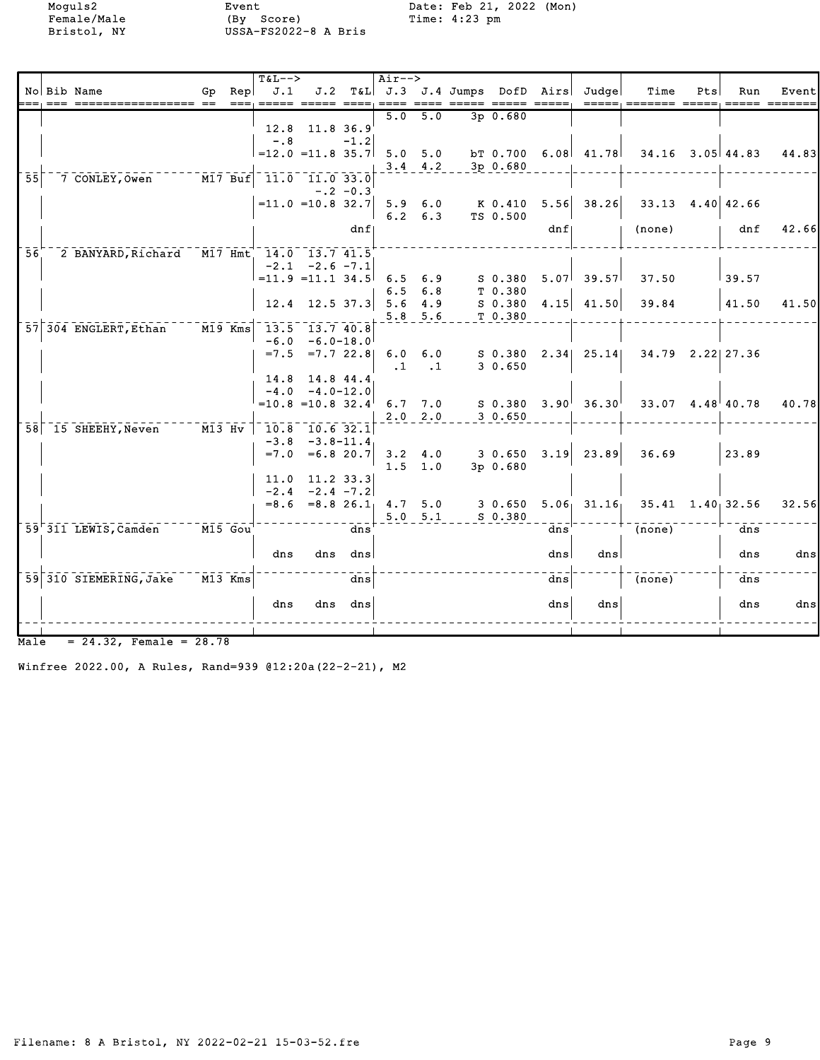Moguls2 Female/Male Bristol, NY

Event (By Score) USSA-FS2022-8 A Bris

Date: Feb 21, 2022 (Mon) Time: 4:23 pm

| No | Bib | Name | Gp | Rep | T&L--> J.1 | J.2 | T&L | Air--> J.3 | J.4 | Jumps | DofD | Airs | Judge | Time | Pts | Run | Event |
|---|---|---|---|---|---|---|---|---|---|---|---|---|---|---|---|---|---|
| | | | | | | | | 5.0 | 5.0 | 3p | 0.680 | | | | | | |
| | | | | | 12.8 | 11.8 | 36.9 | | | | | | | | | | |
| | | | | | -.8 | | -1.2 | | | | | | | | | | |
| | | | | | =12.0 | =11.8 | 35.7 | 5.0 | 5.0 | bT | 0.700 | 6.08 | 41.78 | 34.16 | 3.05 | 44.83 | 44.83 |
| | | | | | | | | 3.4 | 4.2 | 3p | 0.680 | | | | | | |
| 55 | 7 | CONLEY, Owen | M17 | Buf | 11.0 | 11.0 | 33.0 | | | | | | | | | | |
| | | | | | | -.2 | -0.3 | | | | | | | | | | |
| | | | | | =11.0 | =10.8 | 32.7 | 5.9 | 6.0 | K | 0.410 | 5.56 | 38.26 | 33.13 | 4.40 | 42.66 | |
| | | | | | | | | 6.2 | 6.3 | TS | 0.500 | | | | | | |
| | | | | | | | dnf | | | | | dnf | | (none) | | dnf | 42.66 |
| 56 | 2 | BANYARD, Richard | M17 | Hmt | 14.0 | 13.7 | 41.5 | | | | | | | | | | |
| | | | | | -2.1 | -2.6 | -7.1 | | | | | | | | | | |
| | | | | | =11.9 | =11.1 | 34.5 | 6.5 | 6.9 | S | 0.380 | 5.07 | 39.57 | 37.50 | | 39.57 | |
| | | | | | | | | 6.5 | 6.8 | T | 0.380 | | | | | | |
| | | | | | 12.4 | 12.5 | 37.3 | 5.6 | 4.9 | S | 0.380 | 4.15 | 41.50 | 39.84 | | 41.50 | 41.50 |
| | | | | | | | | 5.8 | 5.6 | T | 0.380 | | | | | | |
| 57 | 304 | ENGLERT, Ethan | M19 | Kms | 13.5 | 13.7 | 40.8 | | | | | | | | | | |
| | | | | | -6.0 | -6.0 | -18.0 | | | | | | | | | | |
| | | | | | =7.5 | =7.7 | 22.8 | 6.0 | 6.0 | S | 0.380 | 2.34 | 25.14 | 34.79 | 2.22 | 27.36 | |
| | | | | | | | | .1 | .1 | 3 | 0.650 | | | | | | |
| | | | | | 14.8 | 14.8 | 44.4 | | | | | | | | | | |
| | | | | | -4.0 | -4.0 | -12.0 | | | | | | | | | | |
| | | | | | =10.8 | =10.8 | 32.4 | 6.7 | 7.0 | S | 0.380 | 3.90 | 36.30 | 33.07 | 4.48 | 40.78 | 40.78 |
| | | | | | | | | 2.0 | 2.0 | 3 | 0.650 | | | | | | |
| 58 | 15 | SHEEHY, Neven | M13 | Hv | 10.8 | 10.6 | 32.1 | | | | | | | | | | |
| | | | | | -3.8 | -3.8 | -11.4 | | | | | | | | | | |
| | | | | | =7.0 | =6.8 | 20.7 | 3.2 | 4.0 | 3 | 0.650 | 3.19 | 23.89 | 36.69 | | 23.89 | |
| | | | | | | | | 1.5 | 1.0 | 3p | 0.680 | | | | | | |
| | | | | | 11.0 | 11.2 | 33.3 | | | | | | | | | | |
| | | | | | -2.4 | -2.4 | -7.2 | | | | | | | | | | |
| | | | | | =8.6 | =8.8 | 26.1 | 4.7 | 5.0 | 3 | 0.650 | 5.06 | 31.16 | 35.41 | 1.40 | 32.56 | 32.56 |
| | | | | | | | | 5.0 | 5.1 | S | 0.380 | | | | | | |
| 59 | 311 | LEWIS, Camden | M15 | Gou | | | dns | | | | | dns | | (none) | | dns | |
| | | | | | dns | dns | dns | | | | | dns | dns | | | dns | dns |
| 59 | 310 | SIEMERING, Jake | M13 | Kms | | | dns | | | | | dns | | (none) | | dns | |
| | | | | | dns | dns | dns | | | | | dns | dns | | | dns | dns |

Male = 24.32, Female = 28.78

Winfree 2022.00, A Rules, Rand=939 @12:20a(22-2-21), M2

Filename: 8 A Bristol, NY 2022-02-21 15-03-52.fre